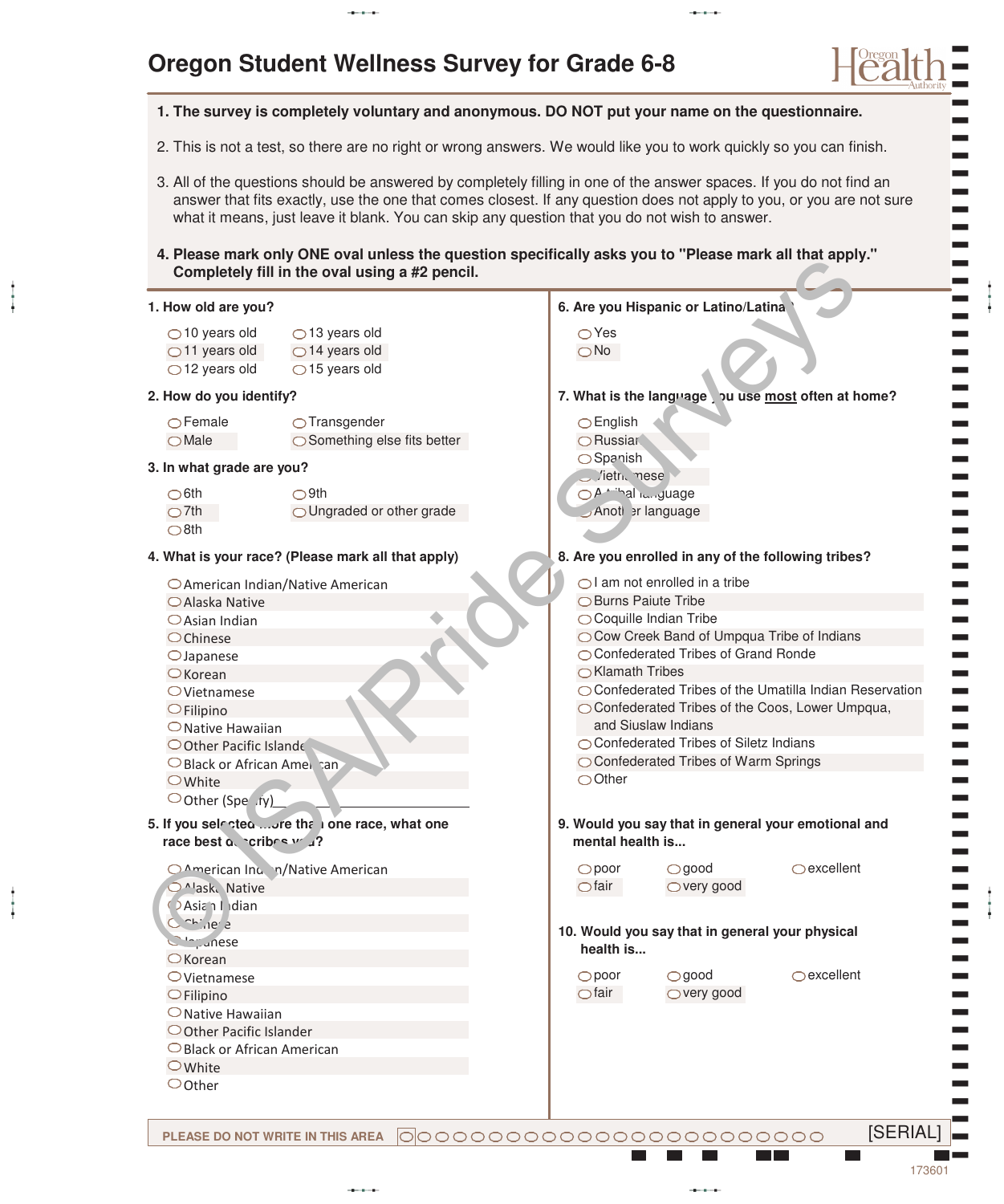# Oregon Student Wellness Survey for Grade 6-8

1. **The survey is completely voluntary and anonymous. DO NOT put your name on the questionnaire.**
2. This is not a test, so there are no right or wrong answers. We would like you to work quickly so you can finish.
3. All of the questions should be answered by completely filling in one of the answer spaces. If you do not find an answer that fits exactly, use the one that comes closest. If any question does not apply to you, or you are not sure what it means, just leave it blank. You can skip any question that you do not wish to answer.
4. **Please mark only ONE oval unless the question specifically asks you to "Please mark all that apply." Completely fill in the oval using a #2 pencil.**

**1. How old are you?**
- 10 years old
- 11 years old
- 12 years old
- 13 years old
- 14 years old
- 15 years old

**2. How do you identify?**
- Female
- Male
- Transgender
- Something else fits better

**3. In what grade are you?**
- 6th
- 7th
- 8th
- 9th
- Ungraded or other grade

**4. What is your race? (Please mark all that apply)**
- American Indian/Native American
- Alaska Native
- Asian Indian
- Chinese
- Japanese
- Korean
- Vietnamese
- Filipino
- Native Hawaiian
- Other Pacific Islander
- Black or African American
- White
- Other (Specify) ____________

**5. If you selected more than one race, what one race best describes you?**
- American Indian/Native American
- Alaska Native
- Asian Indian
- Chinese
- Japanese
- Korean
- Vietnamese
- Filipino
- Native Hawaiian
- Other Pacific Islander
- Black or African American
- White
- Other

**6. Are you Hispanic or Latino/Latina?**
- Yes
- No

**7. What is the language you use most often at home?**
- English
- Russian
- Spanish
- Vietnamese
- A tribal language
- Another language

**8. Are you enrolled in any of the following tribes?**
- I am not enrolled in a tribe
- Burns Paiute Tribe
- Coquille Indian Tribe
- Cow Creek Band of Umpqua Tribe of Indians
- Confederated Tribes of Grand Ronde
- Klamath Tribes
- Confederated Tribes of the Umatilla Indian Reservation
- Confederated Tribes of the Coos, Lower Umpqua, and Siuslaw Indians
- Confederated Tribes of Siletz Indians
- Confederated Tribes of Warm Springs
- Other

**9. Would you say that in general your emotional and mental health is...**
- poor
- fair
- good
- very good
- excellent

**10. Would you say that in general your physical health is...**
- poor
- fair
- good
- very good
- excellent

PLEASE DO NOT WRITE IN THIS AREA [SERIAL]

173601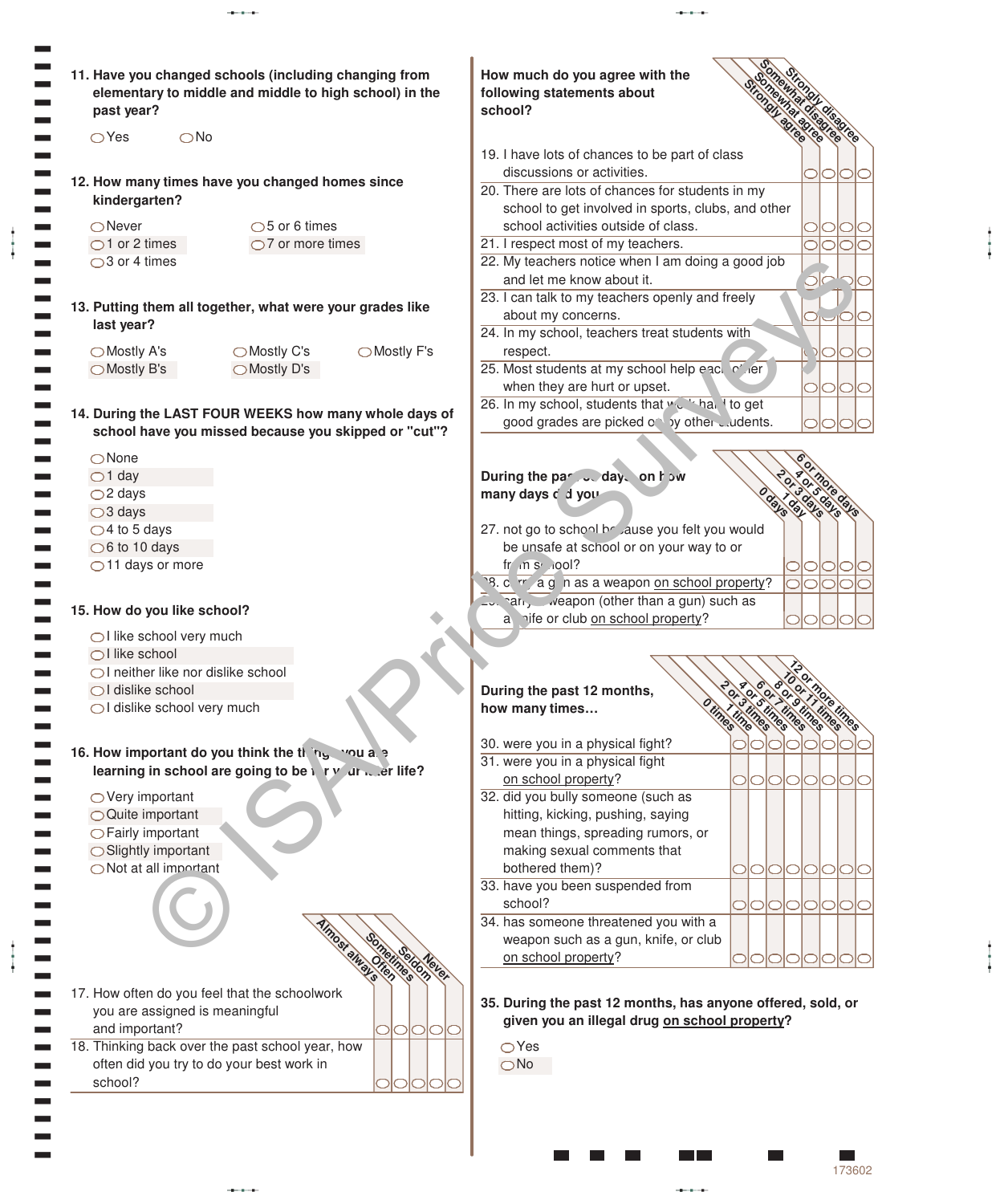11. Have you changed schools (including changing from elementary to middle and middle to high school) in the past year?

- ◯ Yes
- ◯ No

12. How many times have you changed homes since kindergarten?

- ◯ Never
- ◯ 1 or 2 times
- ◯ 3 or 4 times
- ◯ 5 or 6 times
- ◯ 7 or more times

13. Putting them all together, what were your grades like last year?

- ◯ Mostly A's
- ◯ Mostly B's
- ◯ Mostly C's
- ◯ Mostly D's
- ◯ Mostly F's

14. During the LAST FOUR WEEKS how many whole days of school have you missed because you skipped or "cut"?

- ◯ None
- ◯ 1 day
- ◯ 2 days
- ◯ 3 days
- ◯ 4 to 5 days
- ◯ 6 to 10 days
- ◯ 11 days or more

15. How do you like school?

- ◯ I like school very much
- ◯ I like school
- ◯ I neither like nor dislike school
- ◯ I dislike school
- ◯ I dislike school very much

16. How important do you think the things you are learning in school are going to be for your later life?

- ◯ Very important
- ◯ Quite important
- ◯ Fairly important
- ◯ Slightly important
- ◯ Not at all important

| | Almost always | Often | Sometimes | Seldom | Never |
|---|---|---|---|---|---|
| 17. How often do you feel that the schoolwork you are assigned is meaningful and important? | ◯ | ◯ | ◯ | ◯ | ◯ |
| 18. Thinking back over the past school year, how often did you try to do your best work in school? | ◯ | ◯ | ◯ | ◯ | ◯ |

How much do you agree with the following statements about school?

| | Strongly agree | Somewhat agree | Somewhat disagree | Strongly disagree |
|---|---|---|---|---|
| 19. I have lots of chances to be part of class discussions or activities. | ◯ | ◯ | ◯ | ◯ |
| 20. There are lots of chances for students in my school to get involved in sports, clubs, and other school activities outside of class. | ◯ | ◯ | ◯ | ◯ |
| 21. I respect most of my teachers. | ◯ | ◯ | ◯ | ◯ |
| 22. My teachers notice when I am doing a good job and let me know about it. | ◯ | ◯ | ◯ | ◯ |
| 23. I can talk to my teachers openly and freely about my concerns. | ◯ | ◯ | ◯ | ◯ |
| 24. In my school, teachers treat students with respect. | ◯ | ◯ | ◯ | ◯ |
| 25. Most students at my school help each other when they are hurt or upset. | ◯ | ◯ | ◯ | ◯ |
| 26. In my school, students that work hard to get good grades are picked on by other students. | ◯ | ◯ | ◯ | ◯ |

During the past 30 days, on how many days did you

| | 0 days | 1 day | 2 or 3 days | 4 or 5 days | 6 or more days |
|---|---|---|---|---|---|
| 27. not go to school because you felt you would be unsafe at school or on your way to or from school? | ◯ | ◯ | ◯ | ◯ | ◯ |
| 28. carry a gun as a weapon on school property? | ◯ | ◯ | ◯ | ◯ | ◯ |
| 29. carry a weapon (other than a gun) such as a knife or club on school property? | ◯ | ◯ | ◯ | ◯ | ◯ |

During the past 12 months, how many times…

| | 0 times | 1 time | 2 or 3 times | 4 or 5 times | 6 or 7 times | 8 or 9 times | 10 or 11 times | 12 or more times |
|---|---|---|---|---|---|---|---|---|
| 30. were you in a physical fight? | ◯ | ◯ | ◯ | ◯ | ◯ | ◯ | ◯ | ◯ |
| 31. were you in a physical fight on school property? | ◯ | ◯ | ◯ | ◯ | ◯ | ◯ | ◯ | ◯ |
| 32. did you bully someone (such as hitting, kicking, pushing, saying mean things, spreading rumors, or making sexual comments that bothered them)? | ◯ | ◯ | ◯ | ◯ | ◯ | ◯ | ◯ | ◯ |
| 33. have you been suspended from school? | ◯ | ◯ | ◯ | ◯ | ◯ | ◯ | ◯ | ◯ |
| 34. has someone threatened you with a weapon such as a gun, knife, or club on school property? | ◯ | ◯ | ◯ | ◯ | ◯ | ◯ | ◯ | ◯ |

35. During the past 12 months, has anyone offered, sold, or given you an illegal drug on school property?

- ◯ Yes
- ◯ No

173602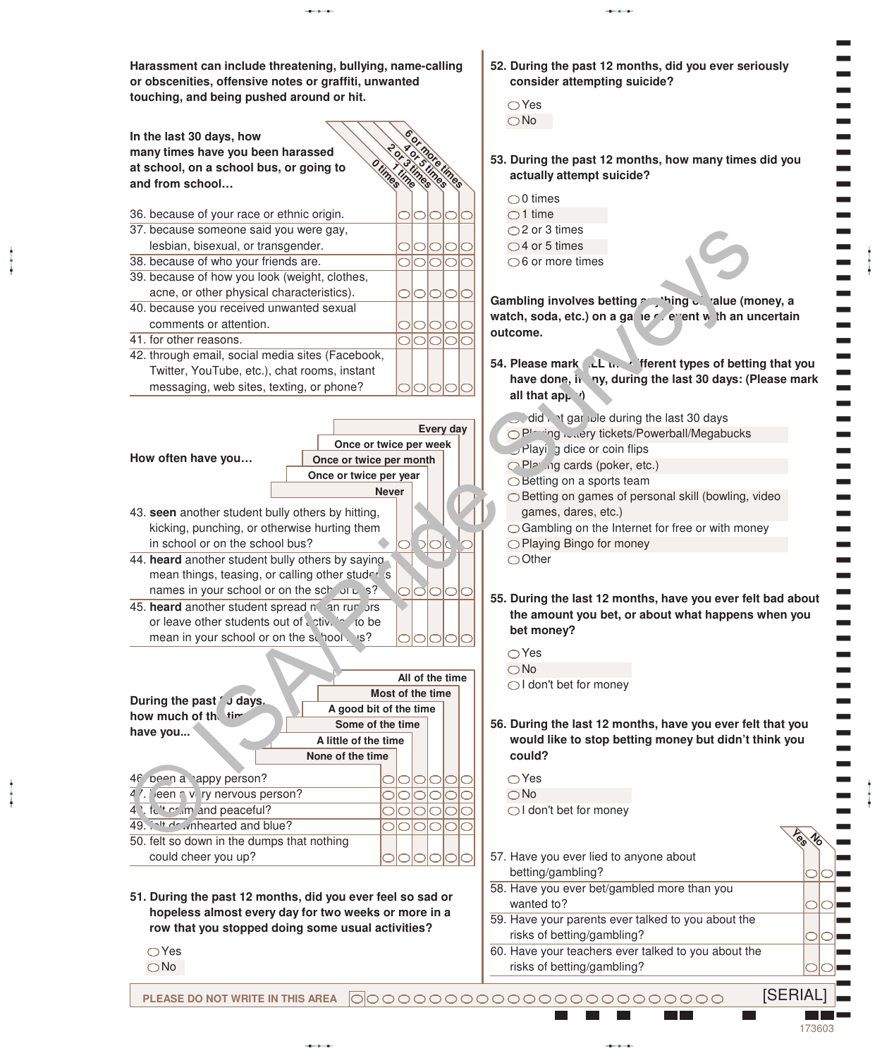**Harassment can include threatening, bullying, name-calling or obscenities, offensive notes or graffiti, unwanted touching, and being pushed around or hit.**

**In the last 30 days, how many times have you been harassed at school, on a school bus, or going to and from school…**

| | 0 times | 1 time | 2 or 3 times | 4 or 5 times | 6 or more times |
|---|---|---|---|---|---|
| 36. because of your race or ethnic origin. | ◯ | ◯ | ◯ | ◯ | ◯ |
| 37. because someone said you were gay, lesbian, bisexual, or transgender. | ◯ | ◯ | ◯ | ◯ | ◯ |
| 38. because of who your friends are. | ◯ | ◯ | ◯ | ◯ | ◯ |
| 39. because of how you look (weight, clothes, acne, or other physical characteristics). | ◯ | ◯ | ◯ | ◯ | ◯ |
| 40. because you received unwanted sexual comments or attention. | ◯ | ◯ | ◯ | ◯ | ◯ |
| 41. for other reasons. | ◯ | ◯ | ◯ | ◯ | ◯ |
| 42. through email, social media sites (Facebook, Twitter, YouTube, etc.), chat rooms, instant messaging, web sites, texting, or phone? | ◯ | ◯ | ◯ | ◯ | ◯ |

**How often have you…**

| | Never | Once or twice per year | Once or twice per month | Once or twice per week | Every day |
|---|---|---|---|---|---|
| 43. **seen** another student bully others by hitting, kicking, punching, or otherwise hurting them in school or on the school bus? | ◯ | ◯ | ◯ | ◯ | ◯ |
| 44. **heard** another student bully others by saying mean things, teasing, or calling other students names in your school or on the school bus? | ◯ | ◯ | ◯ | ◯ | ◯ |
| 45. **heard** another student spread mean rumors or leave other students out of activities to be mean in your school or on the school bus? | ◯ | ◯ | ◯ | ◯ | ◯ |

**During the past 30 days, how much of the time have you...**

| | None of the time | A little of the time | Some of the time | A good bit of the time | Most of the time | All of the time |
|---|---|---|---|---|---|---|
| 46. been a happy person? | ◯ | ◯ | ◯ | ◯ | ◯ | ◯ |
| 47. been a very nervous person? | ◯ | ◯ | ◯ | ◯ | ◯ | ◯ |
| 48. felt calm and peaceful? | ◯ | ◯ | ◯ | ◯ | ◯ | ◯ |
| 49. felt downhearted and blue? | ◯ | ◯ | ◯ | ◯ | ◯ | ◯ |
| 50. felt so down in the dumps that nothing could cheer you up? | ◯ | ◯ | ◯ | ◯ | ◯ | ◯ |

**51. During the past 12 months, did you ever feel so sad or hopeless almost every day for two weeks or more in a row that you stopped doing some usual activities?**

- ◯ Yes
- ◯ No

**52. During the past 12 months, did you ever seriously consider attempting suicide?**

- ◯ Yes
- ◯ No

**53. During the past 12 months, how many times did you actually attempt suicide?**

- ◯ 0 times
- ◯ 1 time
- ◯ 2 or 3 times
- ◯ 4 or 5 times
- ◯ 6 or more times

**Gambling involves betting anything of value (money, a watch, soda, etc.) on a game or event with an uncertain outcome.**

**54. Please mark ALL the different types of betting that you have done, if any, during the last 30 days: (Please mark all that apply)**

- ◯ I did not gamble during the last 30 days
- ◯ Playing lottery tickets/Powerball/Megabucks
- ◯ Playing dice or coin flips
- ◯ Playing cards (poker, etc.)
- ◯ Betting on a sports team
- ◯ Betting on games of personal skill (bowling, video games, dares, etc.)
- ◯ Gambling on the Internet for free or with money
- ◯ Playing Bingo for money
- ◯ Other

**55. During the last 12 months, have you ever felt bad about the amount you bet, or about what happens when you bet money?**

- ◯ Yes
- ◯ No
- ◯ I don't bet for money

**56. During the last 12 months, have you ever felt that you would like to stop betting money but didn't think you could?**

- ◯ Yes
- ◯ No
- ◯ I don't bet for money

| | Yes | No |
|---|---|---|
| 57. Have you ever lied to anyone about betting/gambling? | ◯ | ◯ |
| 58. Have you ever bet/gambled more than you wanted to? | ◯ | ◯ |
| 59. Have your parents ever talked to you about the risks of betting/gambling? | ◯ | ◯ |
| 60. Have your teachers ever talked to you about the risks of betting/gambling? | ◯ | ◯ |

PLEASE DO NOT WRITE IN THIS AREA [SERIAL]

173603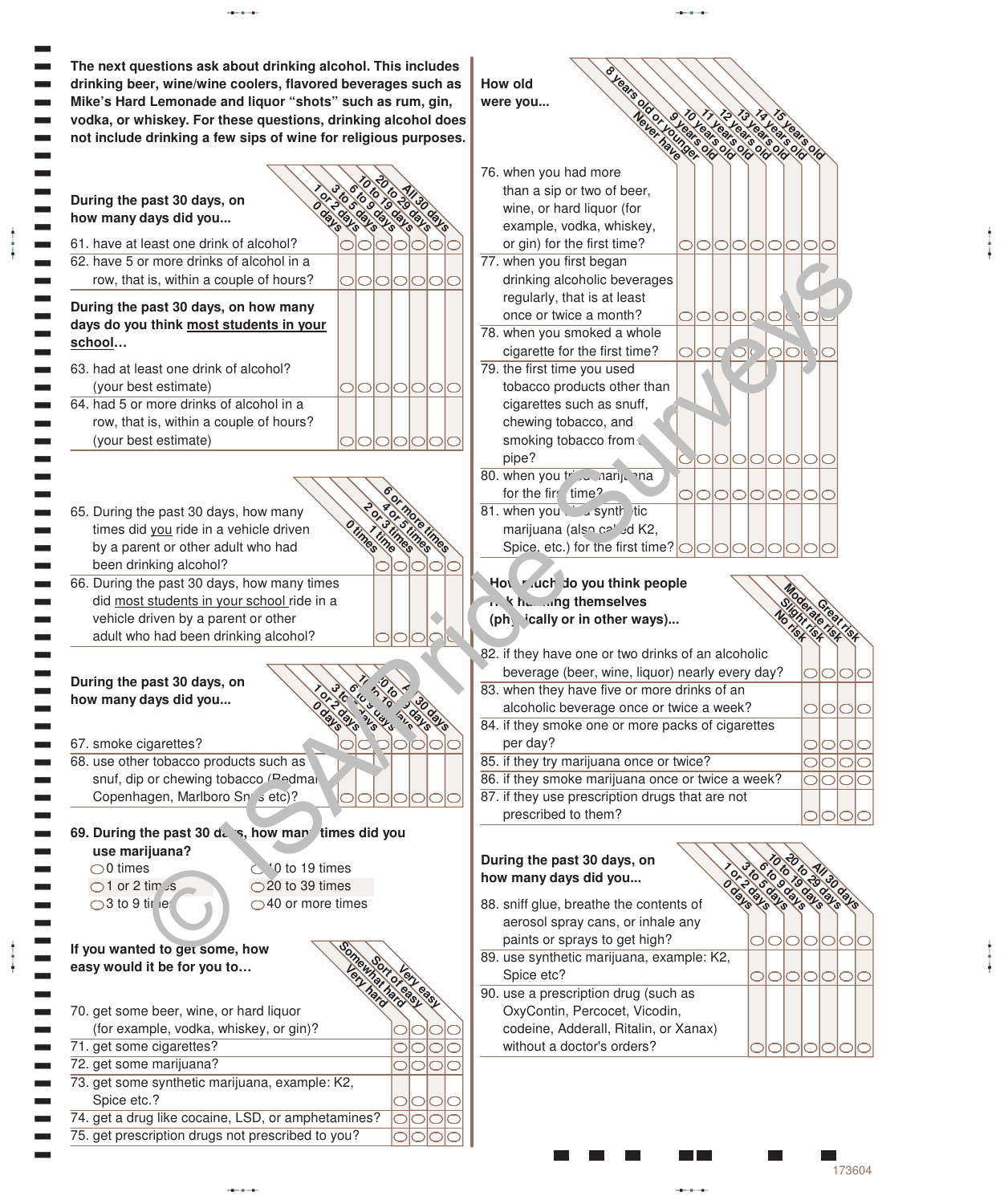**The next questions ask about drinking alcohol. This includes drinking beer, wine/wine coolers, flavored beverages such as Mike's Hard Lemonade and liquor "shots" such as rum, gin, vodka, or whiskey. For these questions, drinking alcohol does not include drinking a few sips of wine for religious purposes.**

**During the past 30 days, on how many days did you...**

| | 0 days | 1 or 2 days | 3 to 5 days | 6 to 9 days | 10 to 19 days | 20 to 29 days | All 30 days |
|---|---|---|---|---|---|---|---|
| 61. have at least one drink of alcohol? | ◯ | ◯ | ◯ | ◯ | ◯ | ◯ | ◯ |
| 62. have 5 or more drinks of alcohol in a row, that is, within a couple of hours? | ◯ | ◯ | ◯ | ◯ | ◯ | ◯ | ◯ |
| **During the past 30 days, on how many days do you think most students in your school…** | | | | | | | |
| 63. had at least one drink of alcohol? (your best estimate) | ◯ | ◯ | ◯ | ◯ | ◯ | ◯ | ◯ |
| 64. had 5 or more drinks of alcohol in a row, that is, within a couple of hours? (your best estimate) | ◯ | ◯ | ◯ | ◯ | ◯ | ◯ | ◯ |

| | 0 times | 1 time | 2 or 3 times | 4 or 5 times | 6 or more times |
|---|---|---|---|---|---|
| 65. During the past 30 days, how many times did you ride in a vehicle driven by a parent or other adult who had been drinking alcohol? | ◯ | ◯ | ◯ | ◯ | ◯ |
| 66. During the past 30 days, how many times did most students in your school ride in a vehicle driven by a parent or other adult who had been drinking alcohol? | ◯ | ◯ | ◯ | ◯ | ◯ |

**During the past 30 days, on how many days did you...**

| | 0 days | 1 or 2 days | 3 to 5 days | 6 to 9 days | 10 to 19 days | 20 to 29 days | All 30 days |
|---|---|---|---|---|---|---|---|
| 67. smoke cigarettes? | ◯ | ◯ | ◯ | ◯ | ◯ | ◯ | ◯ |
| 68. use other tobacco products such as snuf, dip or chewing tobacco (Redman, Copenhagen, Marlboro Snus etc)? | ◯ | ◯ | ◯ | ◯ | ◯ | ◯ | ◯ |

**69. During the past 30 days, how many times did you use marijuana?**

- ◯ 0 times
- ◯ 1 or 2 times
- ◯ 3 to 9 times
- ◯ 10 to 19 times
- ◯ 20 to 39 times
- ◯ 40 or more times

**If you wanted to get some, how easy would it be for you to…**

| | Very hard | Somewhat hard | Sort of easy | Very easy |
|---|---|---|---|---|
| 70. get some beer, wine, or hard liquor (for example, vodka, whiskey, or gin)? | ◯ | ◯ | ◯ | ◯ |
| 71. get some cigarettes? | ◯ | ◯ | ◯ | ◯ |
| 72. get some marijuana? | ◯ | ◯ | ◯ | ◯ |
| 73. get some synthetic marijuana, example: K2, Spice etc.? | ◯ | ◯ | ◯ | ◯ |
| 74. get a drug like cocaine, LSD, or amphetamines? | ◯ | ◯ | ◯ | ◯ |
| 75. get prescription drugs not prescribed to you? | ◯ | ◯ | ◯ | ◯ |

**How old were you...**

| | Never have | 8 years old or younger | 9 years old | 10 years old | 11 years old | 12 years old | 13 years old | 14 years old | 15 years old |
|---|---|---|---|---|---|---|---|---|---|
| 76. when you had more than a sip or two of beer, wine, or hard liquor (for example, vodka, whiskey, or gin) for the first time? | ◯ | ◯ | ◯ | ◯ | ◯ | ◯ | ◯ | ◯ | ◯ |
| 77. when you first began drinking alcoholic beverages regularly, that is at least once or twice a month? | ◯ | ◯ | ◯ | ◯ | ◯ | ◯ | ◯ | ◯ | ◯ |
| 78. when you smoked a whole cigarette for the first time? | ◯ | ◯ | ◯ | ◯ | ◯ | ◯ | ◯ | ◯ | ◯ |
| 79. the first time you used tobacco products other than cigarettes such as snuff, chewing tobacco, and smoking tobacco from a pipe? | ◯ | ◯ | ◯ | ◯ | ◯ | ◯ | ◯ | ◯ | ◯ |
| 80. when you tried marijuana for the first time? | ◯ | ◯ | ◯ | ◯ | ◯ | ◯ | ◯ | ◯ | ◯ |
| 81. when you used synthetic marijuana (also called K2, Spice, etc.) for the first time? | ◯ | ◯ | ◯ | ◯ | ◯ | ◯ | ◯ | ◯ | ◯ |

**How much do you think people risk harming themselves (physically or in other ways)...**

| | No risk | Slight risk | Moderate risk | Great risk |
|---|---|---|---|---|
| 82. if they have one or two drinks of an alcoholic beverage (beer, wine, liquor) nearly every day? | ◯ | ◯ | ◯ | ◯ |
| 83. when they have five or more drinks of an alcoholic beverage once or twice a week? | ◯ | ◯ | ◯ | ◯ |
| 84. if they smoke one or more packs of cigarettes per day? | ◯ | ◯ | ◯ | ◯ |
| 85. if they try marijuana once or twice? | ◯ | ◯ | ◯ | ◯ |
| 86. if they smoke marijuana once or twice a week? | ◯ | ◯ | ◯ | ◯ |
| 87. if they use prescription drugs that are not prescribed to them? | ◯ | ◯ | ◯ | ◯ |

**During the past 30 days, on how many days did you...**

| | 0 days | 1 or 2 days | 3 to 5 days | 6 to 9 days | 10 to 19 days | 20 to 29 days | All 30 days |
|---|---|---|---|---|---|---|---|
| 88. sniff glue, breathe the contents of aerosol spray cans, or inhale any paints or sprays to get high? | ◯ | ◯ | ◯ | ◯ | ◯ | ◯ | ◯ |
| 89. use synthetic marijuana, example: K2, Spice etc? | ◯ | ◯ | ◯ | ◯ | ◯ | ◯ | ◯ |
| 90. use a prescription drug (such as OxyContin, Percocet, Vicodin, codeine, Adderall, Ritalin, or Xanax) without a doctor's orders? | ◯ | ◯ | ◯ | ◯ | ◯ | ◯ | ◯ |

173604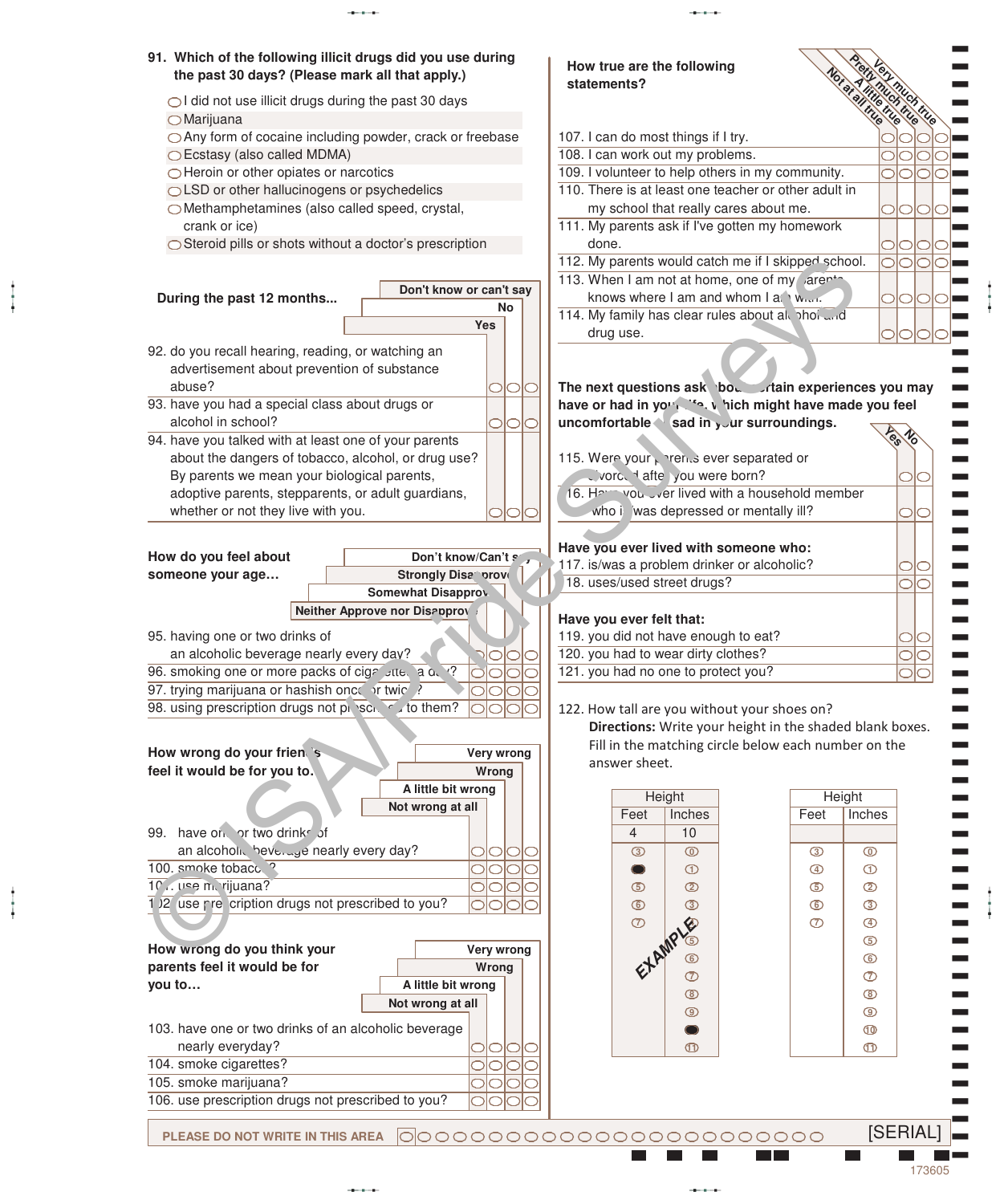**91. Which of the following illicit drugs did you use during the past 30 days? (Please mark all that apply.)**

- ◯ I did not use illicit drugs during the past 30 days
- ◯ Marijuana
- ◯ Any form of cocaine including powder, crack or freebase
- ◯ Ecstasy (also called MDMA)
- ◯ Heroin or other opiates or narcotics
- ◯ LSD or other hallucinogens or psychedelics
- ◯ Methamphetamines (also called speed, crystal, crank or ice)
- ◯ Steroid pills or shots without a doctor's prescription

**During the past 12 months...**

| | Yes | No | Don't know or can't say |
|---|---|---|---|
| 92. do you recall hearing, reading, or watching an advertisement about prevention of substance abuse? | ◯ | ◯ | ◯ |
| 93. have you had a special class about drugs or alcohol in school? | ◯ | ◯ | ◯ |
| 94. have you talked with at least one of your parents about the dangers of tobacco, alcohol, or drug use? By parents we mean your biological parents, adoptive parents, stepparents, or adult guardians, whether or not they live with you. | ◯ | ◯ | ◯ |

**How do you feel about someone your age…**

| | Neither Approve nor Disapprove | Somewhat Disapprove | Strongly Disapprove | Don't know/Can't say |
|---|---|---|---|---|
| 95. having one or two drinks of an alcoholic beverage nearly every day? | ◯ | ◯ | ◯ | ◯ |
| 96. smoking one or more packs of cigarettes a day? | ◯ | ◯ | ◯ | ◯ |
| 97. trying marijuana or hashish once or twice? | ◯ | ◯ | ◯ | ◯ |
| 98. using prescription drugs not prescribed to them? | ◯ | ◯ | ◯ | ◯ |

**How wrong do your friends feel it would be for you to…**

| | Not wrong at all | A little bit wrong | Wrong | Very wrong |
|---|---|---|---|---|
| 99. have one or two drinks of an alcoholic beverage nearly every day? | ◯ | ◯ | ◯ | ◯ |
| 100. smoke tobacco? | ◯ | ◯ | ◯ | ◯ |
| 101. use marijuana? | ◯ | ◯ | ◯ | ◯ |
| 102. use prescription drugs not prescribed to you? | ◯ | ◯ | ◯ | ◯ |

**How wrong do you think your parents feel it would be for you to…**

| | Not wrong at all | A little bit wrong | Wrong | Very wrong |
|---|---|---|---|---|
| 103. have one or two drinks of an alcoholic beverage nearly everyday? | ◯ | ◯ | ◯ | ◯ |
| 104. smoke cigarettes? | ◯ | ◯ | ◯ | ◯ |
| 105. smoke marijuana? | ◯ | ◯ | ◯ | ◯ |
| 106. use prescription drugs not prescribed to you? | ◯ | ◯ | ◯ | ◯ |

**How true are the following statements?**

| | Not at all true | A little true | Pretty much true | Very much true |
|---|---|---|---|---|
| 107. I can do most things if I try. | ◯ | ◯ | ◯ | ◯ |
| 108. I can work out my problems. | ◯ | ◯ | ◯ | ◯ |
| 109. I volunteer to help others in my community. | ◯ | ◯ | ◯ | ◯ |
| 110. There is at least one teacher or other adult in my school that really cares about me. | ◯ | ◯ | ◯ | ◯ |
| 111. My parents ask if I've gotten my homework done. | ◯ | ◯ | ◯ | ◯ |
| 112. My parents would catch me if I skipped school. | ◯ | ◯ | ◯ | ◯ |
| 113. When I am not at home, one of my parents knows where I am and whom I am with. | ◯ | ◯ | ◯ | ◯ |
| 114. My family has clear rules about alcohol and drug use. | ◯ | ◯ | ◯ | ◯ |

**The next questions ask about certain experiences you may have or had in your life, which might have made you feel uncomfortable or sad in your surroundings.**

| | Yes | No |
|---|---|---|
| 115. Were your parents ever separated or divorced after you were born? | ◯ | ◯ |
| 116. Have you ever lived with a household member who is/was depressed or mentally ill? | ◯ | ◯ |
| **Have you ever lived with someone who:** | | |
| 117. is/was a problem drinker or alcoholic? | ◯ | ◯ |
| 118. uses/used street drugs? | ◯ | ◯ |
| **Have you ever felt that:** | | |
| 119. you did not have enough to eat? | ◯ | ◯ |
| 120. you had to wear dirty clothes? | ◯ | ◯ |
| 121. you had no one to protect you? | ◯ | ◯ |

122. How tall are you without your shoes on?

**Directions:** Write your height in the shaded blank boxes. Fill in the matching circle below each number on the answer sheet.

EXAMPLE

| Height: Feet | Height: Inches |
|---|---|
| 4 | 10 |
| ③ | ⓪ |
| ● | ① |
| ⑤ | ② |
| ⑥ | ③ |
| ⑦ | ④ |
| | ⑤ |
| | ⑥ |
| | ⑦ |
| | ⑧ |
| | ⑨ |
| | ● |
| | ⑪ |

| Height: Feet | Height: Inches |
|---|---|
| | |
| ③ | ⓪ |
| ④ | ① |
| ⑤ | ② |
| ⑥ | ③ |
| ⑦ | ④ |
| | ⑤ |
| | ⑥ |
| | ⑦ |
| | ⑧ |
| | ⑨ |
| | ⑩ |
| | ⑪ |

PLEASE DO NOT WRITE IN THIS AREA [SERIAL]

173605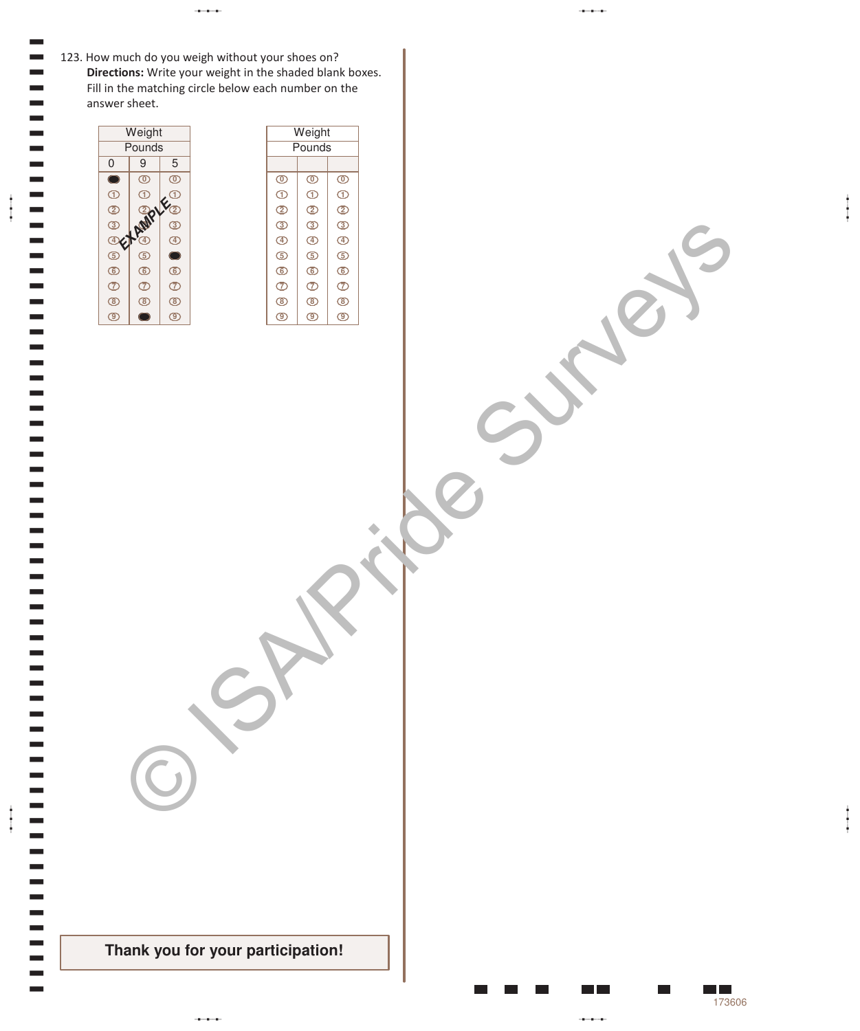123. How much do you weigh without your shoes on?
**Directions:** Write your weight in the shaded blank boxes. Fill in the matching circle below each number on the answer sheet.

| Weight | | |
|---|---|---|
| Pounds | | |
| 0 | 9 | 5 |
| ● | ⓪ | ⓪ |
| ① | ① | ① |
| ② | ② | ② |
| ③ | ③ | ③ |
| ④ | ④ | ④ |
| ⑤ | ⑤ | ● |
| ⑥ | ⑥ | ⑥ |
| ⑦ | ⑦ | ⑦ |
| ⑧ | ⑧ | ⑧ |
| ⑨ | ● | ⑨ |

EXAMPLE

| Weight | | |
|---|---|---|
| Pounds | | |
| | | |
| ⓪ | ⓪ | ⓪ |
| ① | ① | ① |
| ② | ② | ② |
| ③ | ③ | ③ |
| ④ | ④ | ④ |
| ⑤ | ⑤ | ⑤ |
| ⑥ | ⑥ | ⑥ |
| ⑦ | ⑦ | ⑦ |
| ⑧ | ⑧ | ⑧ |
| ⑨ | ⑨ | ⑨ |

**Thank you for your participation!**

© ISA/Pride Surveys

173606